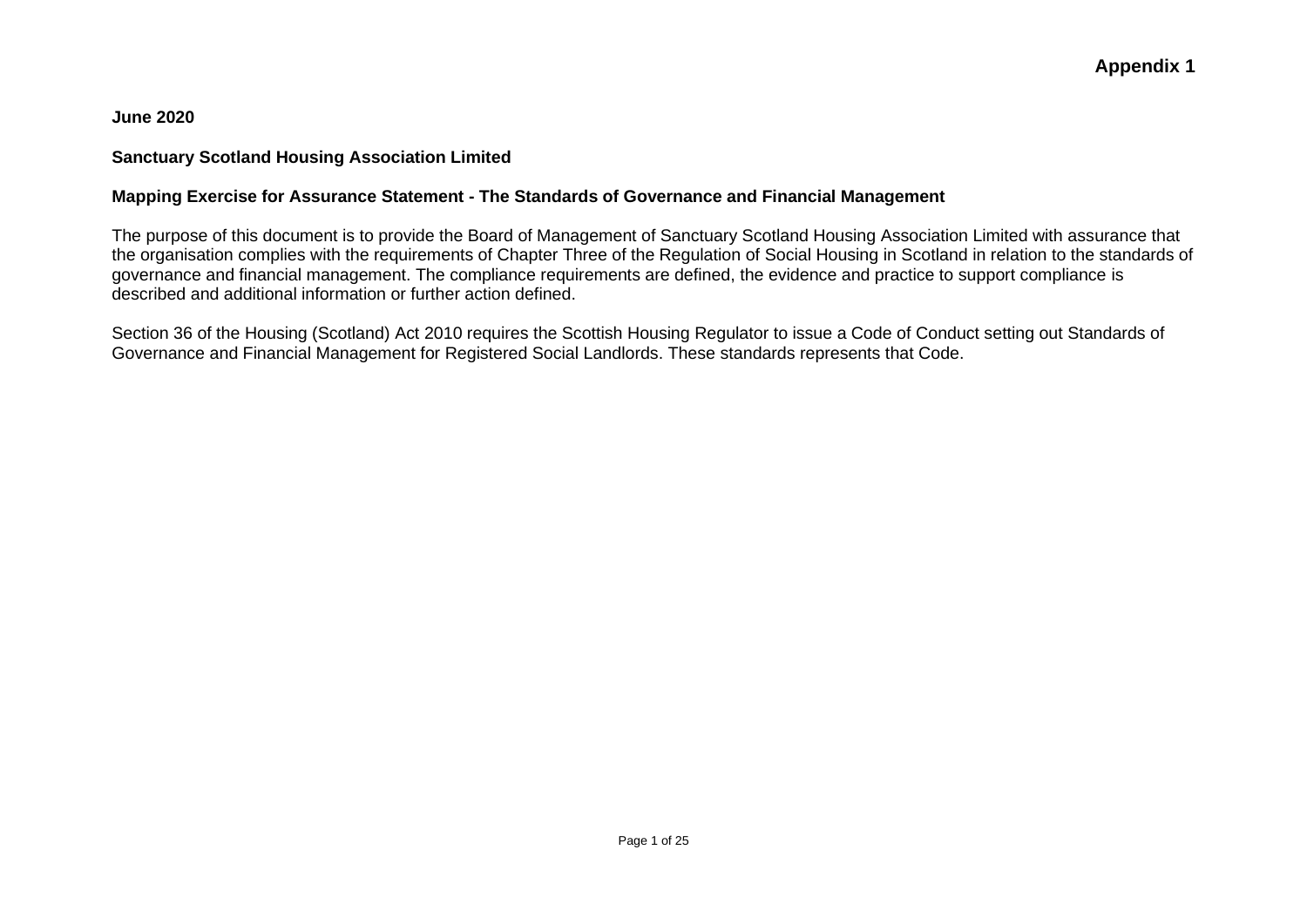**Appendix 1**

**June 2020**

**Sanctuary Scotland Housing Association Limited**

**Mapping Exercise for Assurance Statement - The Standards of Governance and Financial Management**

The purpose of this document is to provide the Board of Management of Sanctuary Scotland Housing Association Limited with assurance that the organisation complies with the requirements of Chapter Three of the Regulation of Social Housing in Scotland in relation to the standards of governance and financial management. The compliance requirements are defined, the evidence and practice to support compliance is described and additional information or further action defined.

Section 36 of the Housing (Scotland) Act 2010 requires the Scottish Housing Regulator to issue a Code of Conduct setting out Standards of Governance and Financial Management for Registered Social Landlords. These standards represents that Code.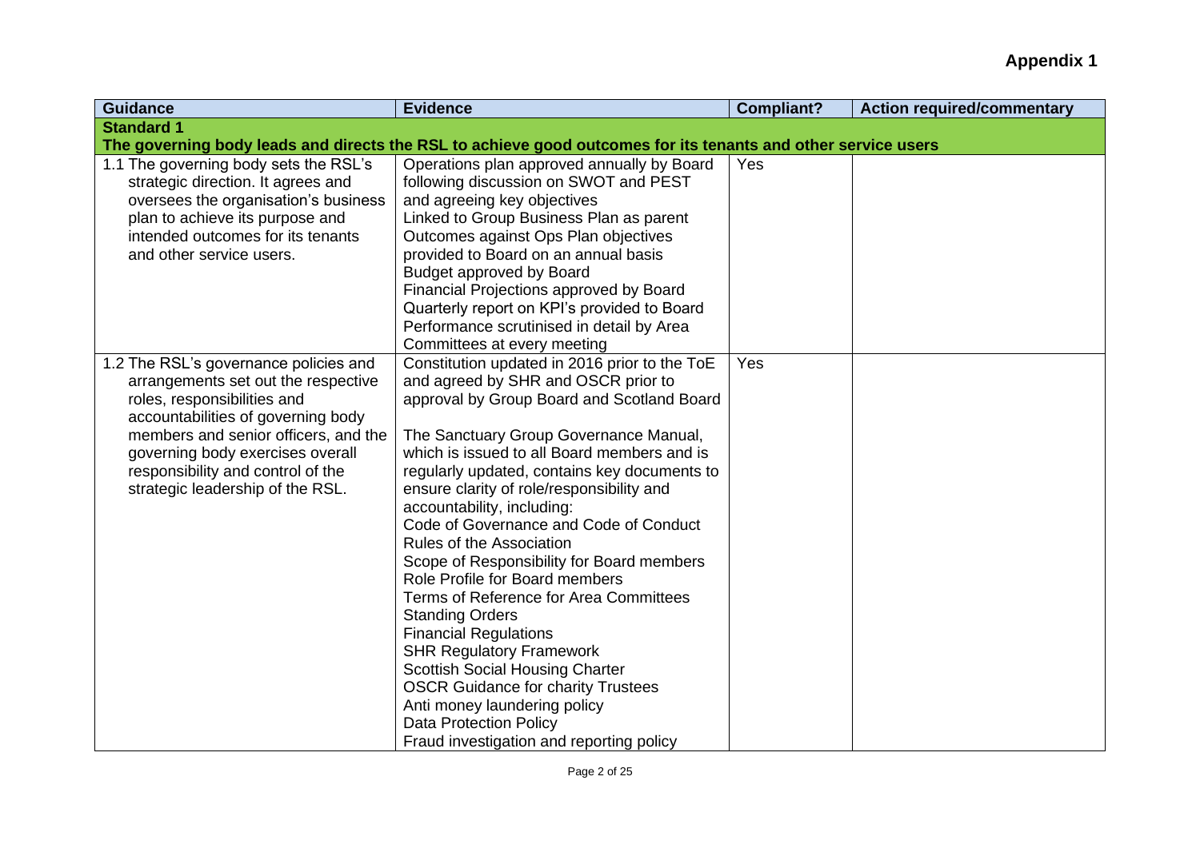**Appendix 1**

| Guidance | Evidence | Compliant? | Action required/commentary |
|---|---|---|---|
| **Standard 1**<br>**The governing body leads and directs the RSL to achieve good outcomes for its tenants and other service users** | | | |
| 1.1 The governing body sets the RSL's strategic direction. It agrees and oversees the organisation's business plan to achieve its purpose and intended outcomes for its tenants and other service users. | Operations plan approved annually by Board following discussion on SWOT and PEST and agreeing key objectives<br>Linked to Group Business Plan as parent<br>Outcomes against Ops Plan objectives provided to Board on an annual basis<br>Budget approved by Board<br>Financial Projections approved by Board<br>Quarterly report on KPI's provided to Board<br>Performance scrutinised in detail by Area Committees at every meeting | Yes | |
| 1.2 The RSL's governance policies and arrangements set out the respective roles, responsibilities and accountabilities of governing body members and senior officers, and the governing body exercises overall responsibility and control of the strategic leadership of the RSL. | Constitution updated in 2016 prior to the ToE and agreed by SHR and OSCR prior to approval by Group Board and Scotland Board<br><br>The Sanctuary Group Governance Manual, which is issued to all Board members and is regularly updated, contains key documents to ensure clarity of role/responsibility and accountability, including:<br>Code of Governance and Code of Conduct<br>Rules of the Association<br>Scope of Responsibility for Board members<br>Role Profile for Board members<br>Terms of Reference for Area Committees<br>Standing Orders<br>Financial Regulations<br>SHR Regulatory Framework<br>Scottish Social Housing Charter<br>OSCR Guidance for charity Trustees<br>Anti money laundering policy<br>Data Protection Policy<br>Fraud investigation and reporting policy | Yes | |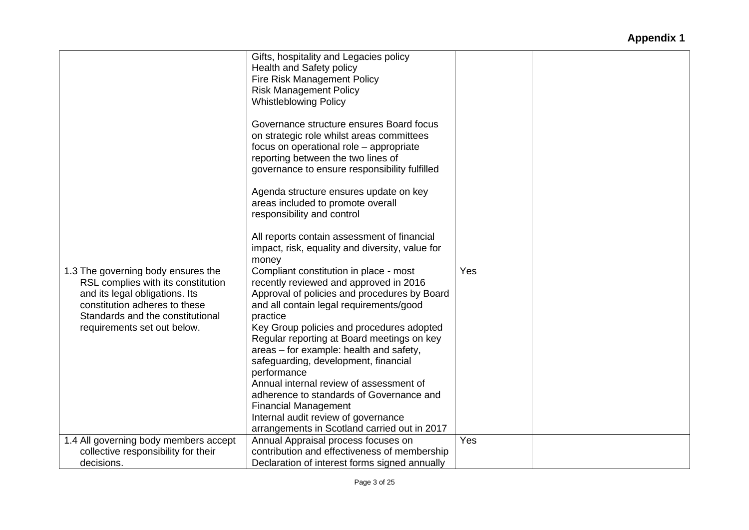**Appendix 1**

| | | | |
|---|---|---|---|
| | Gifts, hospitality and Legacies policy<br>Health and Safety policy<br>Fire Risk Management Policy<br>Risk Management Policy<br>Whistleblowing Policy<br><br>Governance structure ensures Board focus on strategic role whilst areas committees focus on operational role – appropriate reporting between the two lines of governance to ensure responsibility fulfilled<br><br>Agenda structure ensures update on key areas included to promote overall responsibility and control<br><br>All reports contain assessment of financial impact, risk, equality and diversity, value for money | | |
| 1.3 The governing body ensures the RSL complies with its constitution and its legal obligations. Its constitution adheres to these Standards and the constitutional requirements set out below. | Compliant constitution in place - most recently reviewed and approved in 2016<br>Approval of policies and procedures by Board and all contain legal requirements/good practice<br>Key Group policies and procedures adopted<br>Regular reporting at Board meetings on key areas – for example: health and safety, safeguarding, development, financial performance<br>Annual internal review of assessment of adherence to standards of Governance and Financial Management<br>Internal audit review of governance arrangements in Scotland carried out in 2017 | Yes | |
| 1.4 All governing body members accept collective responsibility for their decisions. | Annual Appraisal process focuses on contribution and effectiveness of membership<br>Declaration of interest forms signed annually | Yes | |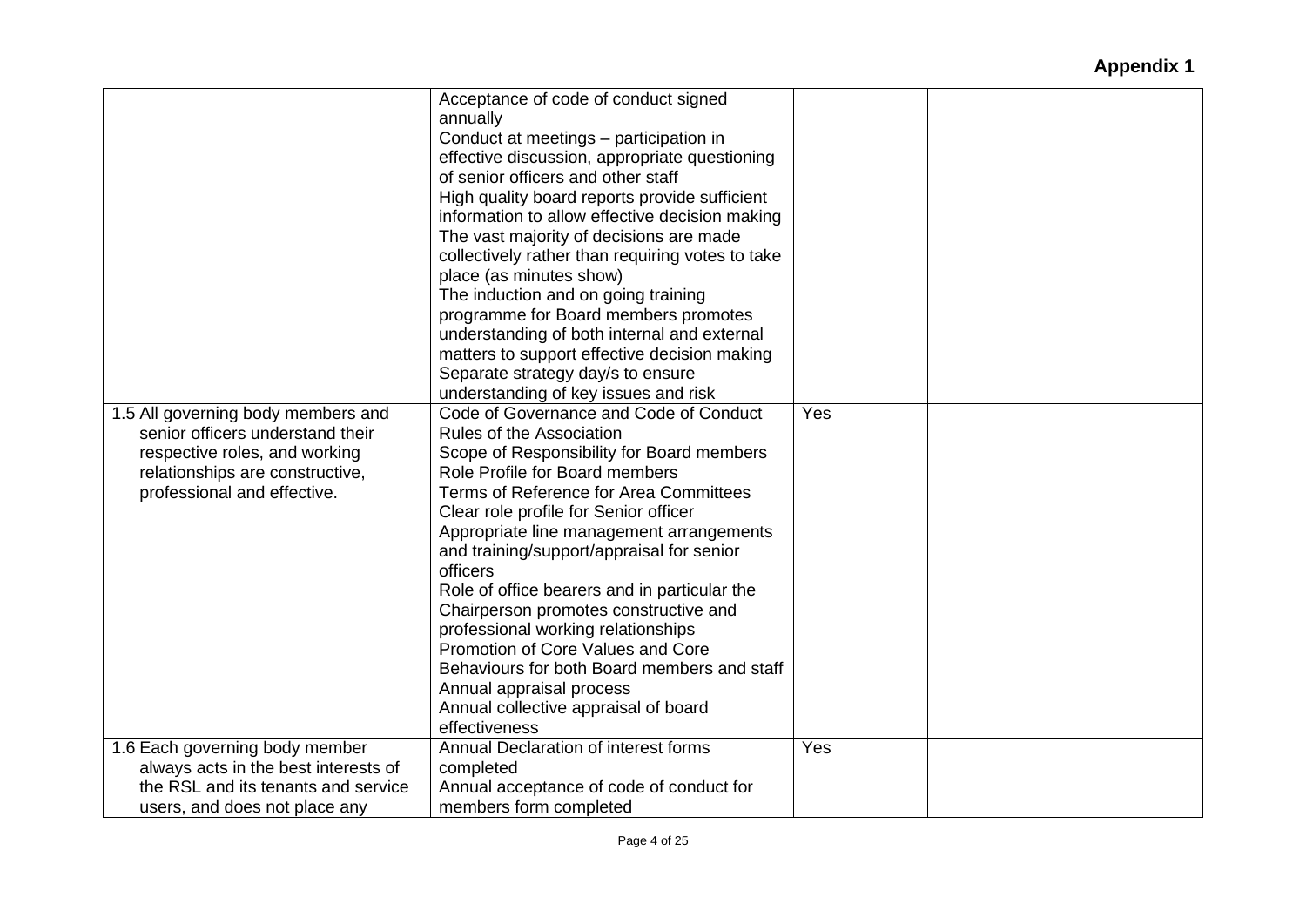**Appendix 1**

| | | | |
|---|---|---|---|
| | Acceptance of code of conduct signed annually<br>Conduct at meetings – participation in effective discussion, appropriate questioning of senior officers and other staff<br>High quality board reports provide sufficient information to allow effective decision making<br>The vast majority of decisions are made collectively rather than requiring votes to take place (as minutes show)<br>The induction and on going training programme for Board members promotes understanding of both internal and external matters to support effective decision making<br>Separate strategy day/s to ensure understanding of key issues and risk | | |
| 1.5 All governing body members and senior officers understand their respective roles, and working relationships are constructive, professional and effective. | Code of Governance and Code of Conduct<br>Rules of the Association<br>Scope of Responsibility for Board members<br>Role Profile for Board members<br>Terms of Reference for Area Committees<br>Clear role profile for Senior officer<br>Appropriate line management arrangements and training/support/appraisal for senior officers<br>Role of office bearers and in particular the Chairperson promotes constructive and professional working relationships<br>Promotion of Core Values and Core Behaviours for both Board members and staff<br>Annual appraisal process<br>Annual collective appraisal of board effectiveness | Yes | |
| 1.6 Each governing body member always acts in the best interests of the RSL and its tenants and service users, and does not place any | Annual Declaration of interest forms completed<br>Annual acceptance of code of conduct for members form completed | Yes | |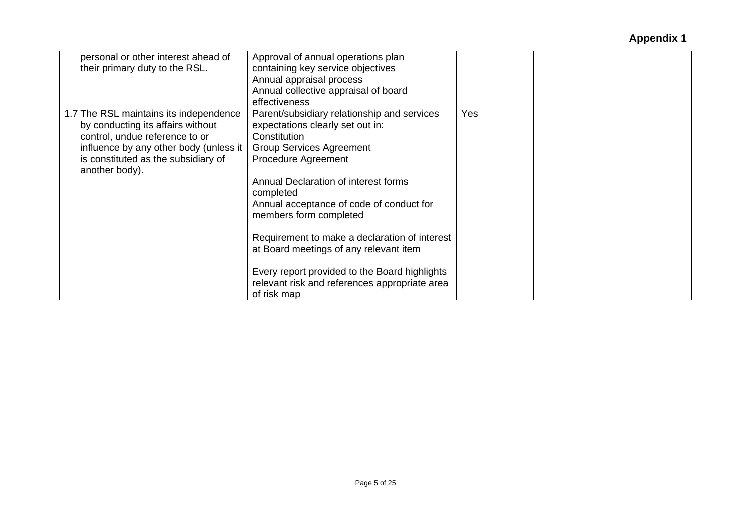**Appendix 1**

| | | | |
|---|---|---|---|
| personal or other interest ahead of their primary duty to the RSL. | Approval of annual operations plan containing key service objectives<br>Annual appraisal process<br>Annual collective appraisal of board effectiveness | | |
| 1.7 The RSL maintains its independence by conducting its affairs without control, undue reference to or influence by any other body (unless it is constituted as the subsidiary of another body). | Parent/subsidiary relationship and services expectations clearly set out in:<br>Constitution<br>Group Services Agreement<br>Procedure Agreement<br><br>Annual Declaration of interest forms completed<br>Annual acceptance of code of conduct for members form completed<br><br>Requirement to make a declaration of interest at Board meetings of any relevant item<br><br>Every report provided to the Board highlights relevant risk and references appropriate area of risk map | Yes | |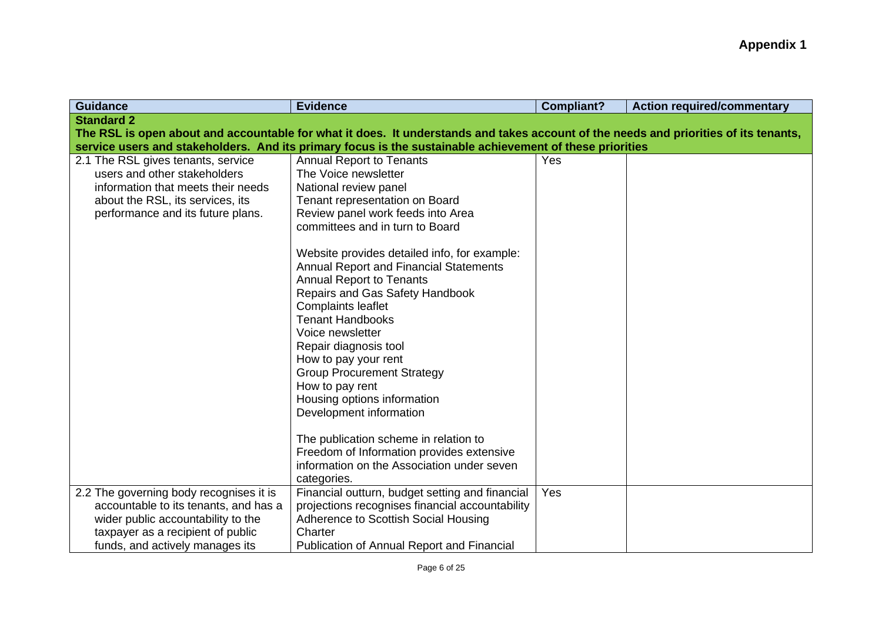**Appendix 1**

| Guidance | Evidence | Compliant? | Action required/commentary |
|---|---|---|---|
| **Standard 2**<br>**The RSL is open about and accountable for what it does. It understands and takes account of the needs and priorities of its tenants, service users and stakeholders. And its primary focus is the sustainable achievement of these priorities** | | | |
| 2.1 The RSL gives tenants, service users and other stakeholders information that meets their needs about the RSL, its services, its performance and its future plans. | Annual Report to Tenants<br>The Voice newsletter<br>National review panel<br>Tenant representation on Board<br>Review panel work feeds into Area committees and in turn to Board<br><br>Website provides detailed info, for example:<br>Annual Report and Financial Statements<br>Annual Report to Tenants<br>Repairs and Gas Safety Handbook<br>Complaints leaflet<br>Tenant Handbooks<br>Voice newsletter<br>Repair diagnosis tool<br>How to pay your rent<br>Group Procurement Strategy<br>How to pay rent<br>Housing options information<br>Development information<br><br>The publication scheme in relation to Freedom of Information provides extensive information on the Association under seven categories. | Yes | |
| 2.2 The governing body recognises it is accountable to its tenants, and has a wider public accountability to the taxpayer as a recipient of public funds, and actively manages its | Financial outturn, budget setting and financial projections recognises financial accountability<br>Adherence to Scottish Social Housing Charter<br>Publication of Annual Report and Financial | Yes | |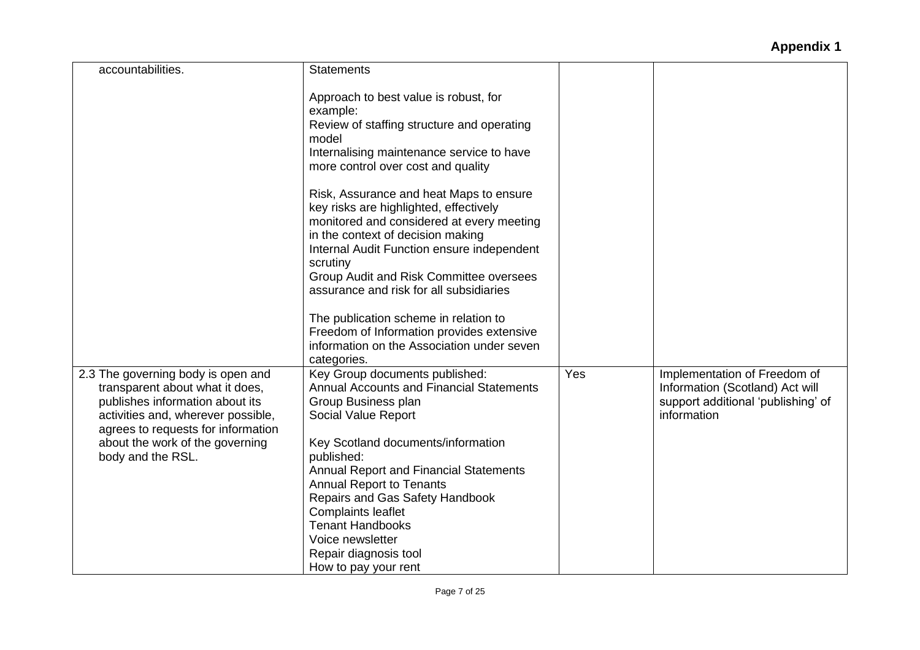**Appendix 1**

| | | | |
|---|---|---|---|
| accountabilities. | Statements<br><br>Approach to best value is robust, for example:<br>Review of staffing structure and operating model<br>Internalising maintenance service to have more control over cost and quality<br><br>Risk, Assurance and heat Maps to ensure key risks are highlighted, effectively monitored and considered at every meeting in the context of decision making<br>Internal Audit Function ensure independent scrutiny<br>Group Audit and Risk Committee oversees assurance and risk for all subsidiaries<br><br>The publication scheme in relation to Freedom of Information provides extensive information on the Association under seven categories. | | |
| 2.3 The governing body is open and transparent about what it does, publishes information about its activities and, wherever possible, agrees to requests for information about the work of the governing body and the RSL. | Key Group documents published:<br>Annual Accounts and Financial Statements<br>Group Business plan<br>Social Value Report<br><br>Key Scotland documents/information published:<br>Annual Report and Financial Statements<br>Annual Report to Tenants<br>Repairs and Gas Safety Handbook<br>Complaints leaflet<br>Tenant Handbooks<br>Voice newsletter<br>Repair diagnosis tool<br>How to pay your rent | Yes | Implementation of Freedom of Information (Scotland) Act will support additional 'publishing' of information |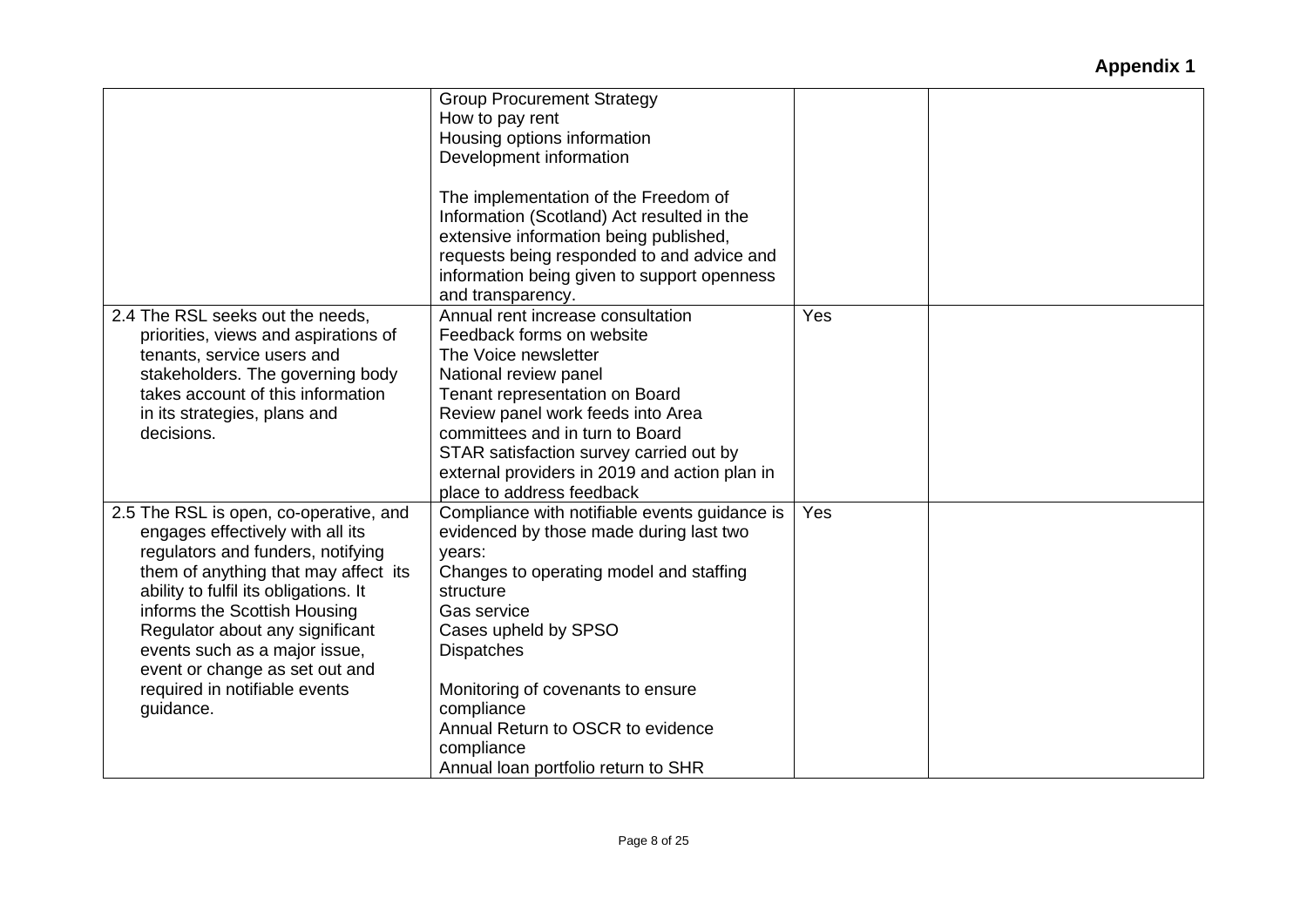**Appendix 1**

| | | | |
|---|---|---|---|
| | Group Procurement Strategy<br>How to pay rent<br>Housing options information<br>Development information<br><br>The implementation of the Freedom of Information (Scotland) Act resulted in the extensive information being published, requests being responded to and advice and information being given to support openness and transparency. | | |
| 2.4 The RSL seeks out the needs, priorities, views and aspirations of tenants, service users and stakeholders. The governing body takes account of this information in its strategies, plans and decisions. | Annual rent increase consultation<br>Feedback forms on website<br>The Voice newsletter<br>National review panel<br>Tenant representation on Board<br>Review panel work feeds into Area committees and in turn to Board<br>STAR satisfaction survey carried out by external providers in 2019 and action plan in place to address feedback | Yes | |
| 2.5 The RSL is open, co-operative, and engages effectively with all its regulators and funders, notifying them of anything that may affect its ability to fulfil its obligations. It informs the Scottish Housing Regulator about any significant events such as a major issue, event or change as set out and required in notifiable events guidance. | Compliance with notifiable events guidance is evidenced by those made during last two years:<br>Changes to operating model and staffing structure<br>Gas service<br>Cases upheld by SPSO<br>Dispatches<br><br>Monitoring of covenants to ensure compliance<br>Annual Return to OSCR to evidence compliance<br>Annual loan portfolio return to SHR | Yes | |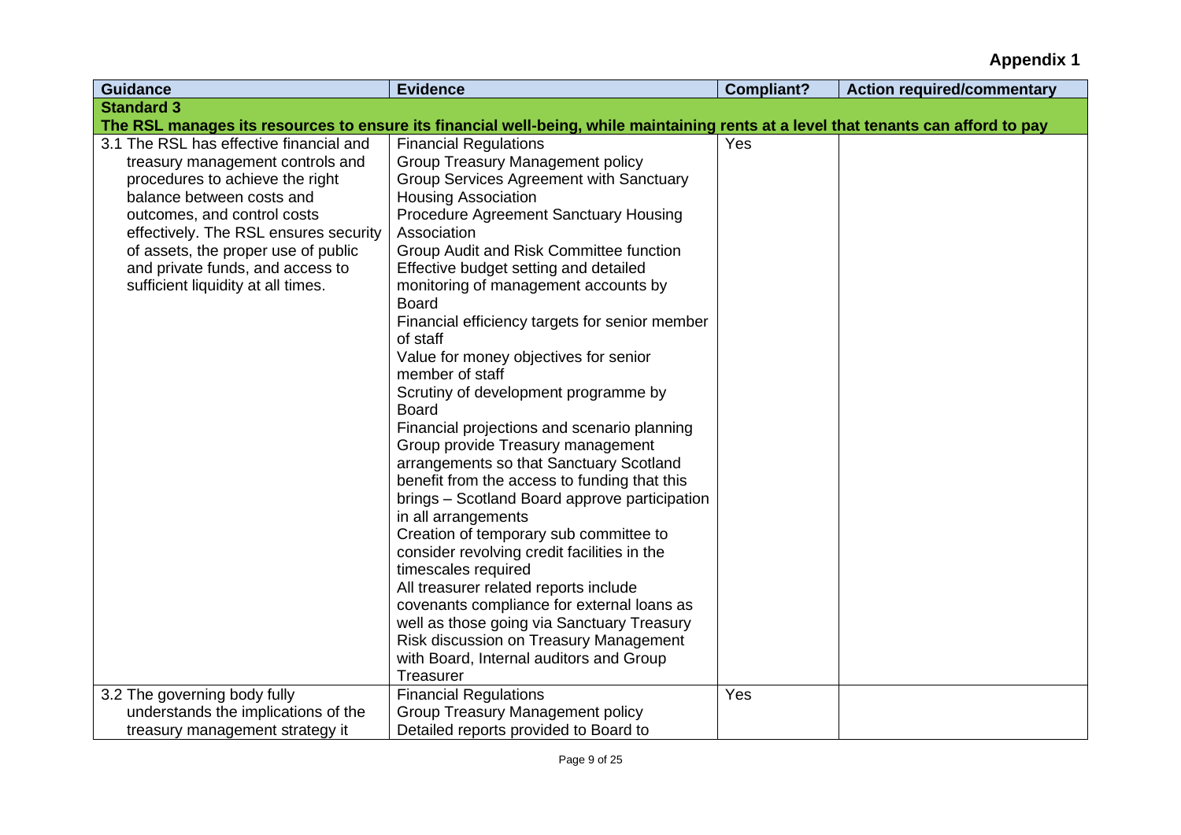**Appendix 1**

| Guidance | Evidence | Compliant? | Action required/commentary |
|---|---|---|---|
| **Standard 3** | | | |
| **The RSL manages its resources to ensure its financial well-being, while maintaining rents at a level that tenants can afford to pay** | | | |
| 3.1 The RSL has effective financial and treasury management controls and procedures to achieve the right balance between costs and outcomes, and control costs effectively. The RSL ensures security of assets, the proper use of public and private funds, and access to sufficient liquidity at all times. | Financial Regulations<br>Group Treasury Management policy<br>Group Services Agreement with Sanctuary Housing Association<br>Procedure Agreement Sanctuary Housing Association<br>Group Audit and Risk Committee function<br>Effective budget setting and detailed monitoring of management accounts by Board<br>Financial efficiency targets for senior member of staff<br>Value for money objectives for senior member of staff<br>Scrutiny of development programme by Board<br>Financial projections and scenario planning<br>Group provide Treasury management arrangements so that Sanctuary Scotland benefit from the access to funding that this brings – Scotland Board approve participation in all arrangements<br>Creation of temporary sub committee to consider revolving credit facilities in the timescales required<br>All treasurer related reports include covenants compliance for external loans as well as those going via Sanctuary Treasury<br>Risk discussion on Treasury Management with Board, Internal auditors and Group Treasurer | Yes | |
| 3.2 The governing body fully understands the implications of the treasury management strategy it | Financial Regulations<br>Group Treasury Management policy<br>Detailed reports provided to Board to | Yes | |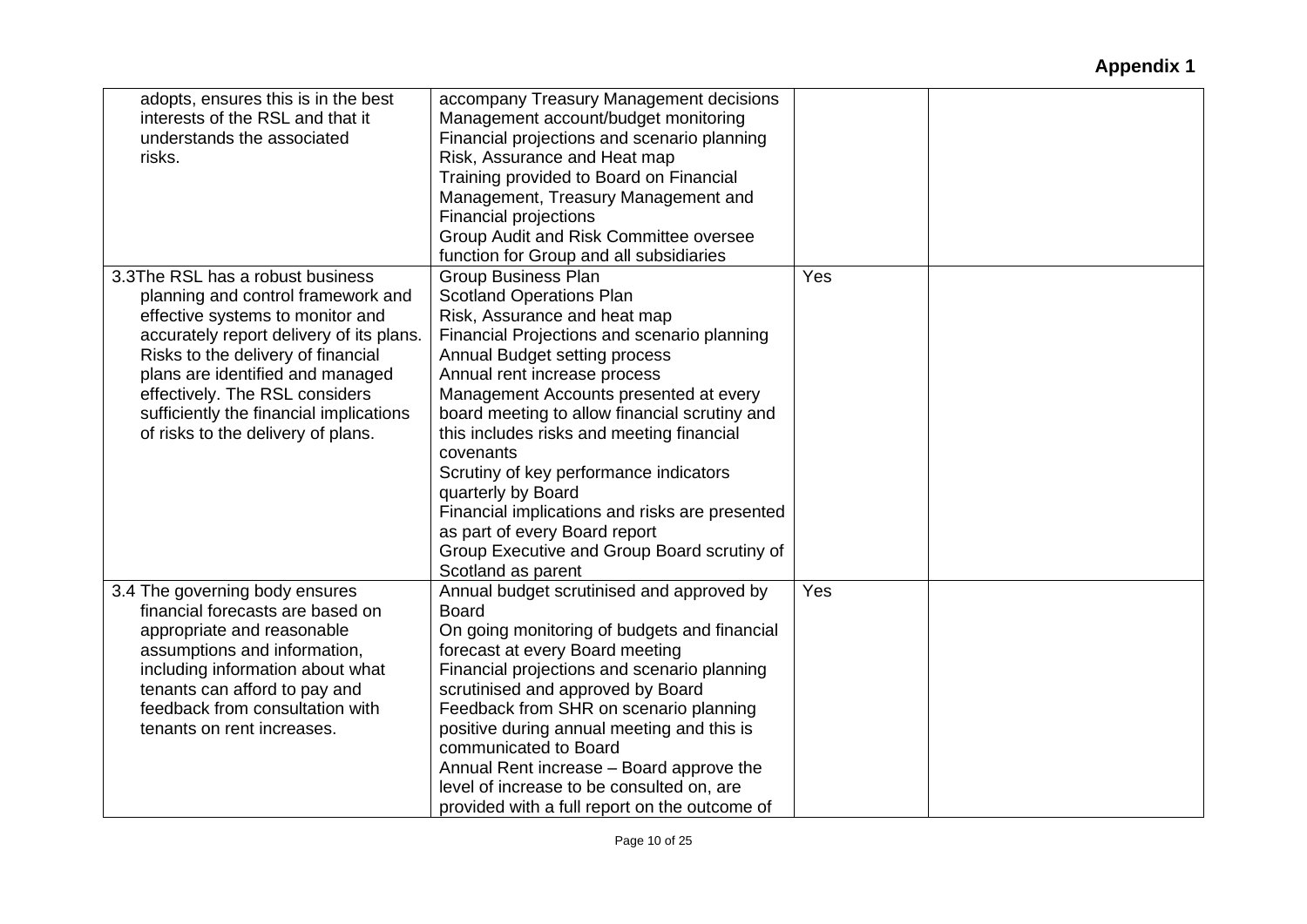**Appendix 1**

| | | | |
|---|---|---|---|
| adopts, ensures this is in the best interests of the RSL and that it understands the associated risks. | accompany Treasury Management decisions<br>Management account/budget monitoring<br>Financial projections and scenario planning<br>Risk, Assurance and Heat map<br>Training provided to Board on Financial Management, Treasury Management and Financial projections<br>Group Audit and Risk Committee oversee function for Group and all subsidiaries | | |
| 3.3The RSL has a robust business planning and control framework and effective systems to monitor and accurately report delivery of its plans. Risks to the delivery of financial plans are identified and managed effectively. The RSL considers sufficiently the financial implications of risks to the delivery of plans. | Group Business Plan<br>Scotland Operations Plan<br>Risk, Assurance and heat map<br>Financial Projections and scenario planning<br>Annual Budget setting process<br>Annual rent increase process<br>Management Accounts presented at every board meeting to allow financial scrutiny and this includes risks and meeting financial covenants<br>Scrutiny of key performance indicators quarterly by Board<br>Financial implications and risks are presented as part of every Board report<br>Group Executive and Group Board scrutiny of Scotland as parent | Yes | |
| 3.4 The governing body ensures financial forecasts are based on appropriate and reasonable assumptions and information, including information about what tenants can afford to pay and feedback from consultation with tenants on rent increases. | Annual budget scrutinised and approved by Board<br>On going monitoring of budgets and financial forecast at every Board meeting<br>Financial projections and scenario planning scrutinised and approved by Board<br>Feedback from SHR on scenario planning positive during annual meeting and this is communicated to Board<br>Annual Rent increase – Board approve the level of increase to be consulted on, are provided with a full report on the outcome of | Yes | |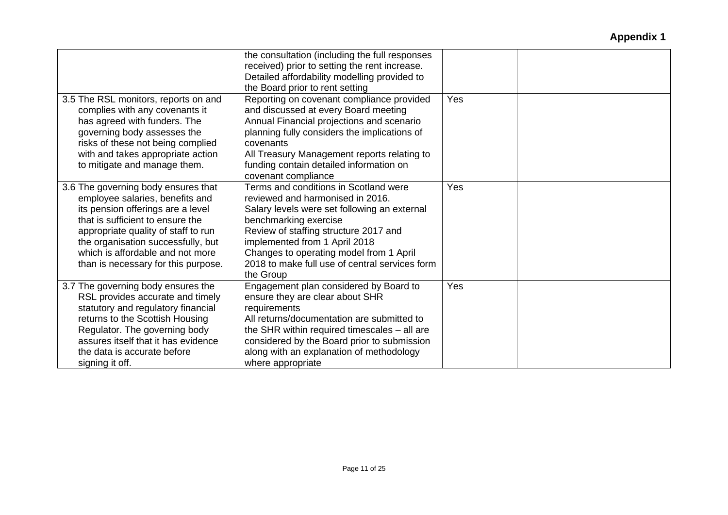**Appendix 1**

| | | | |
|---|---|---|---|
| | the consultation (including the full responses received) prior to setting the rent increase.<br>Detailed affordability modelling provided to the Board prior to rent setting | | |
| 3.5 The RSL monitors, reports on and complies with any covenants it has agreed with funders. The governing body assesses the risks of these not being complied with and takes appropriate action to mitigate and manage them. | Reporting on covenant compliance provided and discussed at every Board meeting<br>Annual Financial projections and scenario planning fully considers the implications of covenants<br>All Treasury Management reports relating to funding contain detailed information on covenant compliance | Yes | |
| 3.6 The governing body ensures that employee salaries, benefits and its pension offerings are a level that is sufficient to ensure the appropriate quality of staff to run the organisation successfully, but which is affordable and not more than is necessary for this purpose. | Terms and conditions in Scotland were reviewed and harmonised in 2016.<br>Salary levels were set following an external benchmarking exercise<br>Review of staffing structure 2017 and implemented from 1 April 2018<br>Changes to operating model from 1 April 2018 to make full use of central services form the Group | Yes | |
| 3.7 The governing body ensures the RSL provides accurate and timely statutory and regulatory financial returns to the Scottish Housing Regulator. The governing body assures itself that it has evidence the data is accurate before signing it off. | Engagement plan considered by Board to ensure they are clear about SHR requirements<br>All returns/documentation are submitted to the SHR within required timescales – all are considered by the Board prior to submission along with an explanation of methodology where appropriate | Yes | |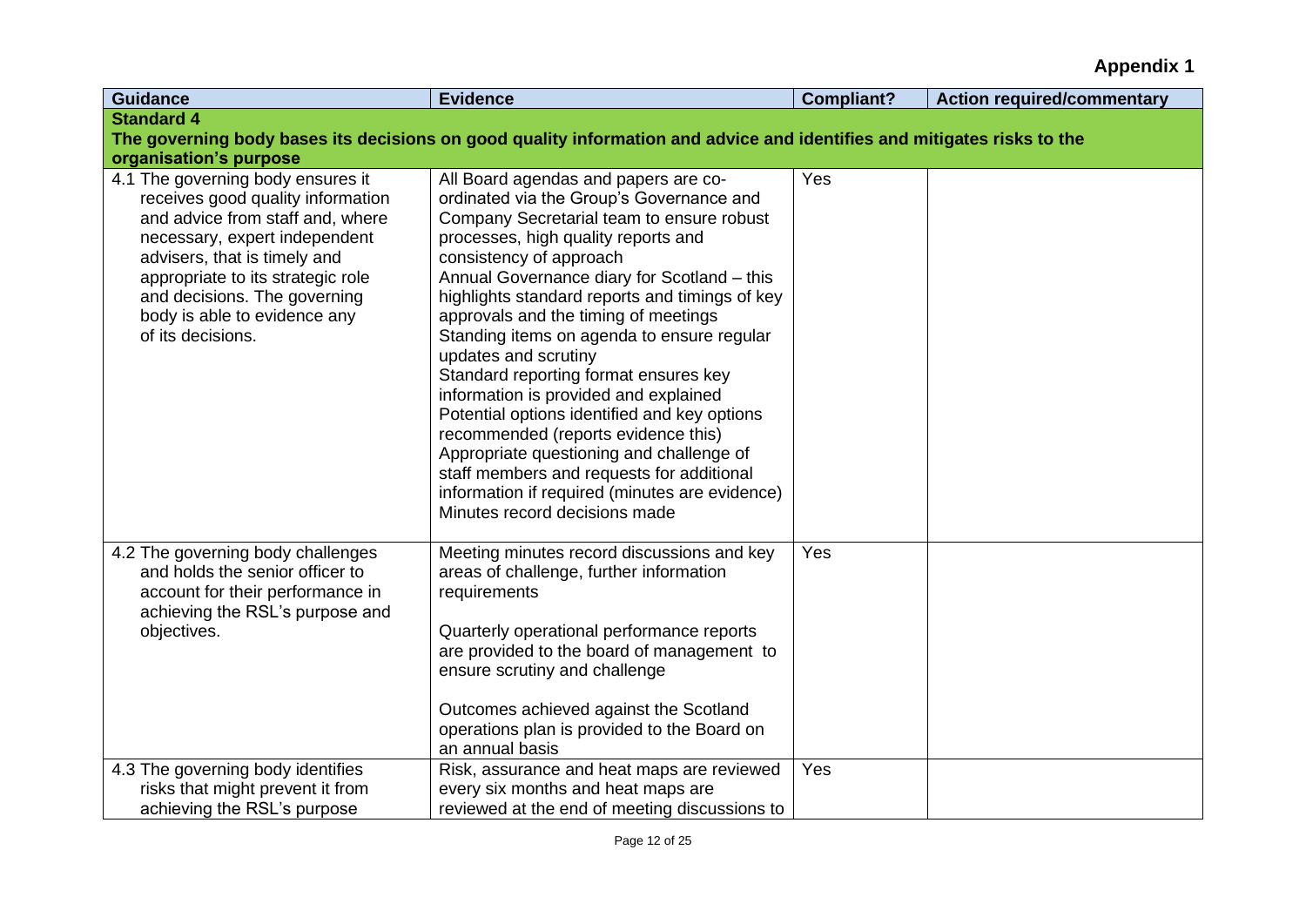**Appendix 1**

| Guidance | Evidence | Compliant? | Action required/commentary |
|---|---|---|---|
| **Standard 4<br>The governing body bases its decisions on good quality information and advice and identifies and mitigates risks to the organisation's purpose** | | | |
| 4.1 The governing body ensures it receives good quality information and advice from staff and, where necessary, expert independent advisers, that is timely and appropriate to its strategic role and decisions. The governing body is able to evidence any of its decisions. | All Board agendas and papers are co-ordinated via the Group's Governance and Company Secretarial team to ensure robust processes, high quality reports and consistency of approach<br>Annual Governance diary for Scotland – this highlights standard reports and timings of key approvals and the timing of meetings<br>Standing items on agenda to ensure regular updates and scrutiny<br>Standard reporting format ensures key information is provided and explained<br>Potential options identified and key options recommended (reports evidence this)<br>Appropriate questioning and challenge of staff members and requests for additional information if required (minutes are evidence)<br>Minutes record decisions made | Yes | |
| 4.2 The governing body challenges and holds the senior officer to account for their performance in achieving the RSL's purpose and objectives. | Meeting minutes record discussions and key areas of challenge, further information requirements<br><br>Quarterly operational performance reports are provided to the board of management to ensure scrutiny and challenge<br><br>Outcomes achieved against the Scotland operations plan is provided to the Board on an annual basis | Yes | |
| 4.3 The governing body identifies risks that might prevent it from achieving the RSL's purpose | Risk, assurance and heat maps are reviewed every six months and heat maps are reviewed at the end of meeting discussions to | Yes | |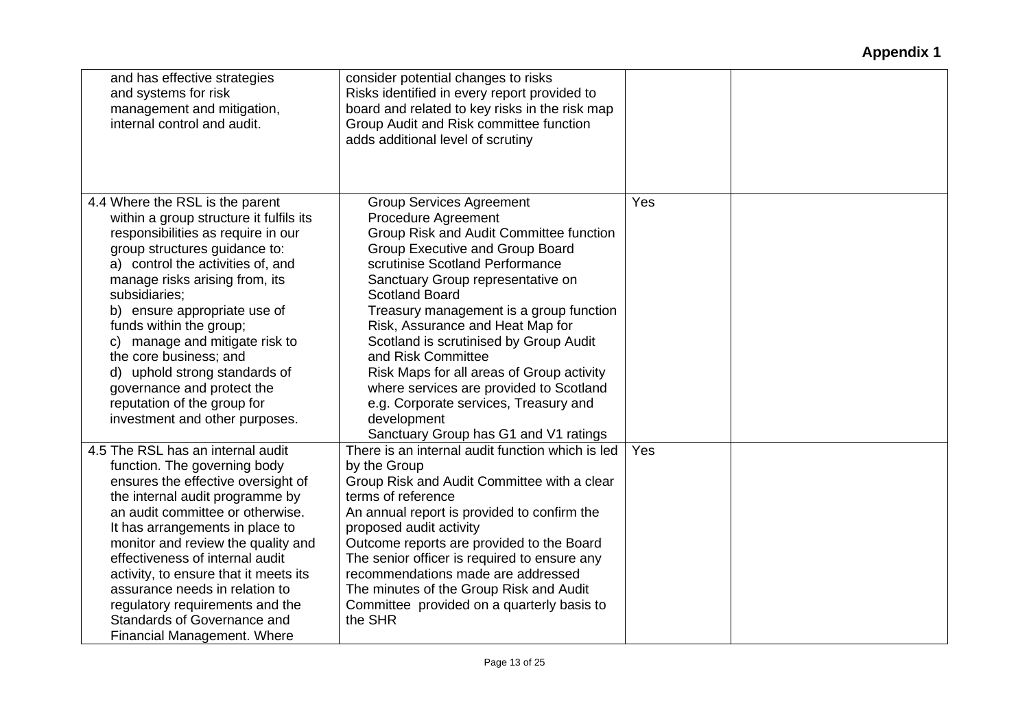**Appendix 1**

| | | | |
|---|---|---|---|
| and has effective strategies and systems for risk management and mitigation, internal control and audit. | consider potential changes to risks<br>Risks identified in every report provided to board and related to key risks in the risk map<br>Group Audit and Risk committee function adds additional level of scrutiny | | |
| 4.4 Where the RSL is the parent within a group structure it fulfils its responsibilities as require in our group structures guidance to:<br>a) control the activities of, and manage risks arising from, its subsidiaries;<br>b) ensure appropriate use of funds within the group;<br>c) manage and mitigate risk to the core business; and<br>d) uphold strong standards of governance and protect the reputation of the group for investment and other purposes. | Group Services Agreement<br>Procedure Agreement<br>Group Risk and Audit Committee function<br>Group Executive and Group Board scrutinise Scotland Performance<br>Sanctuary Group representative on Scotland Board<br>Treasury management is a group function<br>Risk, Assurance and Heat Map for Scotland is scrutinised by Group Audit and Risk Committee<br>Risk Maps for all areas of Group activity where services are provided to Scotland e.g. Corporate services, Treasury and development<br>Sanctuary Group has G1 and V1 ratings | Yes | |
| 4.5 The RSL has an internal audit function. The governing body ensures the effective oversight of the internal audit programme by an audit committee or otherwise. It has arrangements in place to monitor and review the quality and effectiveness of internal audit activity, to ensure that it meets its assurance needs in relation to regulatory requirements and the Standards of Governance and Financial Management. Where | There is an internal audit function which is led by the Group<br>Group Risk and Audit Committee with a clear terms of reference<br>An annual report is provided to confirm the proposed audit activity<br>Outcome reports are provided to the Board<br>The senior officer is required to ensure any recommendations made are addressed<br>The minutes of the Group Risk and Audit Committee provided on a quarterly basis to the SHR | Yes | |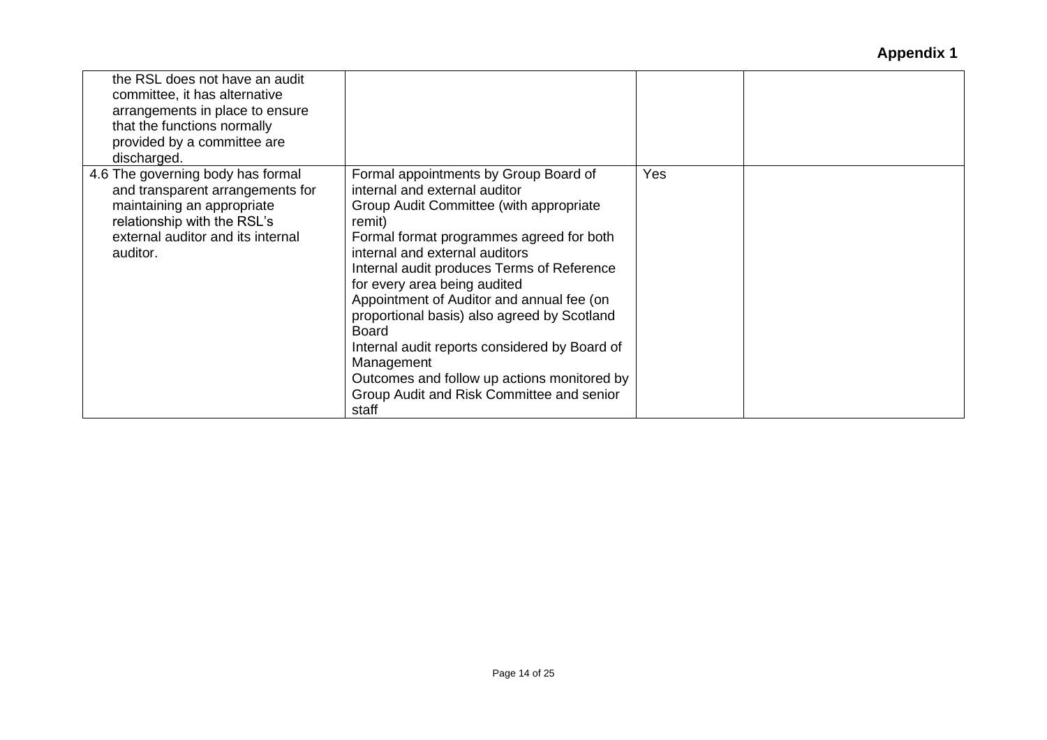**Appendix 1**

| | | | |
|---|---|---|---|
| the RSL does not have an audit committee, it has alternative arrangements in place to ensure that the functions normally provided by a committee are discharged. | | | |
| 4.6 The governing body has formal and transparent arrangements for maintaining an appropriate relationship with the RSL's external auditor and its internal auditor. | Formal appointments by Group Board of internal and external auditor<br>Group Audit Committee (with appropriate remit)<br>Formal format programmes agreed for both internal and external auditors<br>Internal audit produces Terms of Reference for every area being audited<br>Appointment of Auditor and annual fee (on proportional basis) also agreed by Scotland Board<br>Internal audit reports considered by Board of Management<br>Outcomes and follow up actions monitored by Group Audit and Risk Committee and senior staff | Yes | |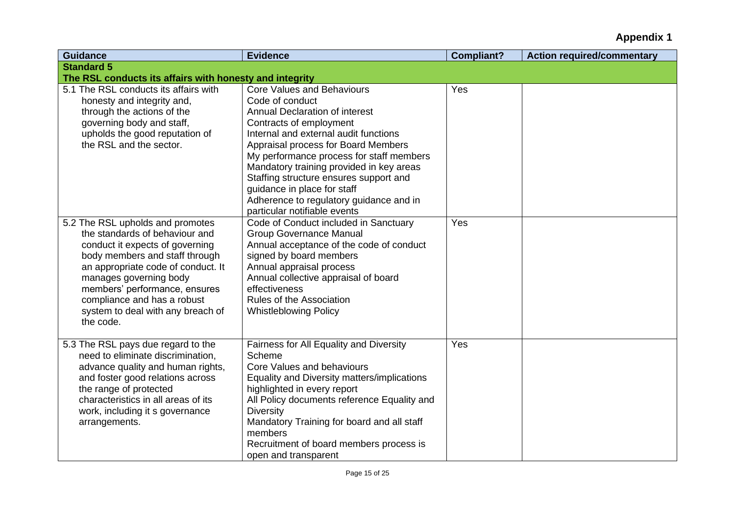**Appendix 1**

| Guidance | Evidence | Compliant? | Action required/commentary |
|---|---|---|---|
| **Standard 5**<br>**The RSL conducts its affairs with honesty and integrity** | | | |
| 5.1 The RSL conducts its affairs with honesty and integrity and, through the actions of the governing body and staff, upholds the good reputation of the RSL and the sector. | Core Values and Behaviours<br>Code of conduct<br>Annual Declaration of interest<br>Contracts of employment<br>Internal and external audit functions<br>Appraisal process for Board Members<br>My performance process for staff members<br>Mandatory training provided in key areas<br>Staffing structure ensures support and guidance in place for staff<br>Adherence to regulatory guidance and in particular notifiable events | Yes | |
| 5.2 The RSL upholds and promotes the standards of behaviour and conduct it expects of governing body members and staff through an appropriate code of conduct. It manages governing body members' performance, ensures compliance and has a robust system to deal with any breach of the code. | Code of Conduct included in Sanctuary Group Governance Manual<br>Annual acceptance of the code of conduct signed by board members<br>Annual appraisal process<br>Annual collective appraisal of board effectiveness<br>Rules of the Association<br>Whistleblowing Policy | Yes | |
| 5.3 The RSL pays due regard to the need to eliminate discrimination, advance quality and human rights, and foster good relations across the range of protected characteristics in all areas of its work, including it s governance arrangements. | Fairness for All Equality and Diversity Scheme<br>Core Values and behaviours<br>Equality and Diversity matters/implications highlighted in every report<br>All Policy documents reference Equality and Diversity<br>Mandatory Training for board and all staff members<br>Recruitment of board members process is open and transparent | Yes | |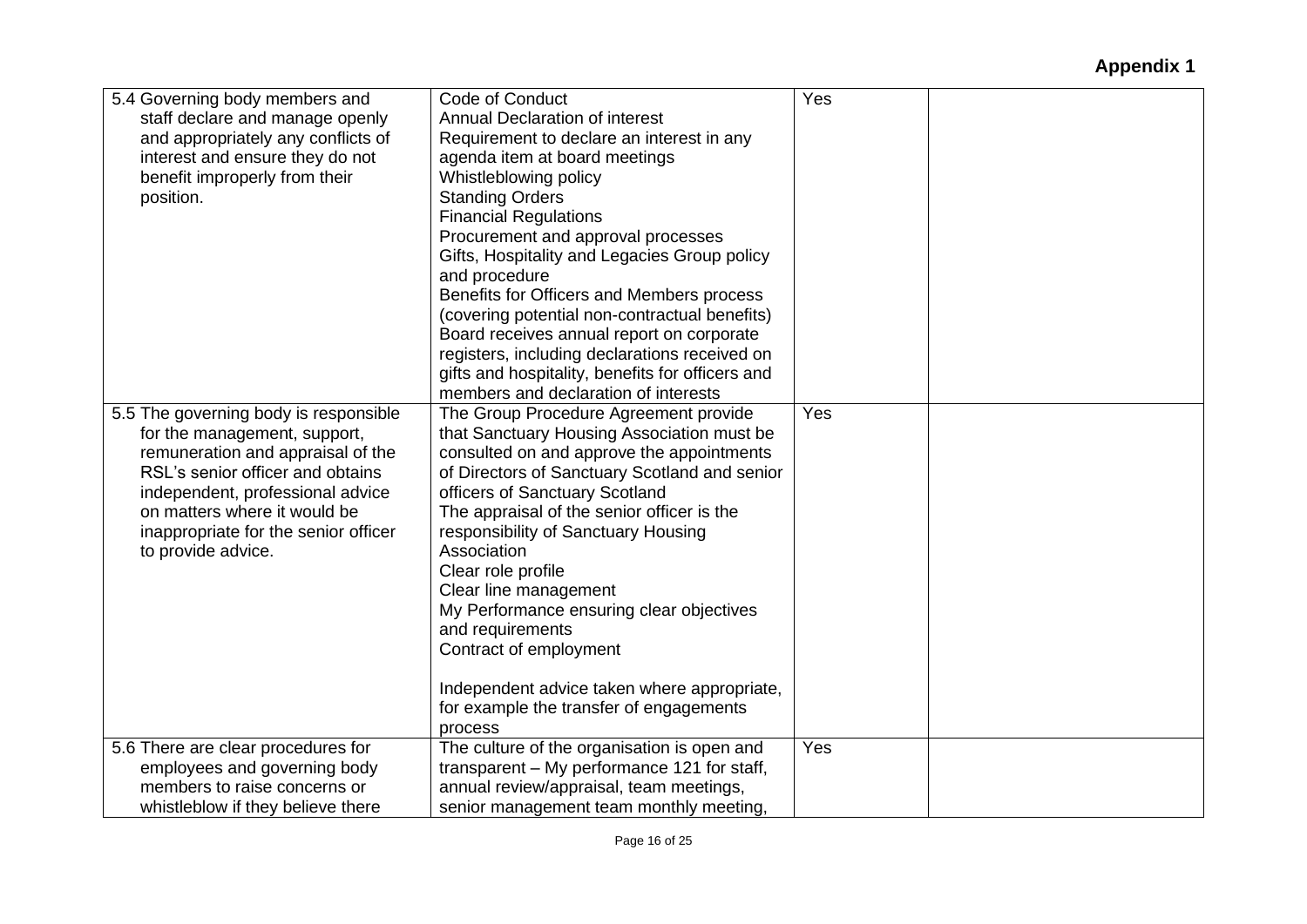**Appendix 1**

| | | | |
|---|---|---|---|
| 5.4 Governing body members and staff declare and manage openly and appropriately any conflicts of interest and ensure they do not benefit improperly from their position. | Code of Conduct<br>Annual Declaration of interest<br>Requirement to declare an interest in any agenda item at board meetings<br>Whistleblowing policy<br>Standing Orders<br>Financial Regulations<br>Procurement and approval processes<br>Gifts, Hospitality and Legacies Group policy and procedure<br>Benefits for Officers and Members process (covering potential non-contractual benefits)<br>Board receives annual report on corporate registers, including declarations received on gifts and hospitality, benefits for officers and members and declaration of interests | Yes | |
| 5.5 The governing body is responsible for the management, support, remuneration and appraisal of the RSL's senior officer and obtains independent, professional advice on matters where it would be inappropriate for the senior officer to provide advice. | The Group Procedure Agreement provide that Sanctuary Housing Association must be consulted on and approve the appointments of Directors of Sanctuary Scotland and senior officers of Sanctuary Scotland<br>The appraisal of the senior officer is the responsibility of Sanctuary Housing Association<br>Clear role profile<br>Clear line management<br>My Performance ensuring clear objectives and requirements<br>Contract of employment<br><br>Independent advice taken where appropriate, for example the transfer of engagements process | Yes | |
| 5.6 There are clear procedures for employees and governing body members to raise concerns or whistleblow if they believe there | The culture of the organisation is open and transparent – My performance 121 for staff, annual review/appraisal, team meetings, senior management team monthly meeting, | Yes | |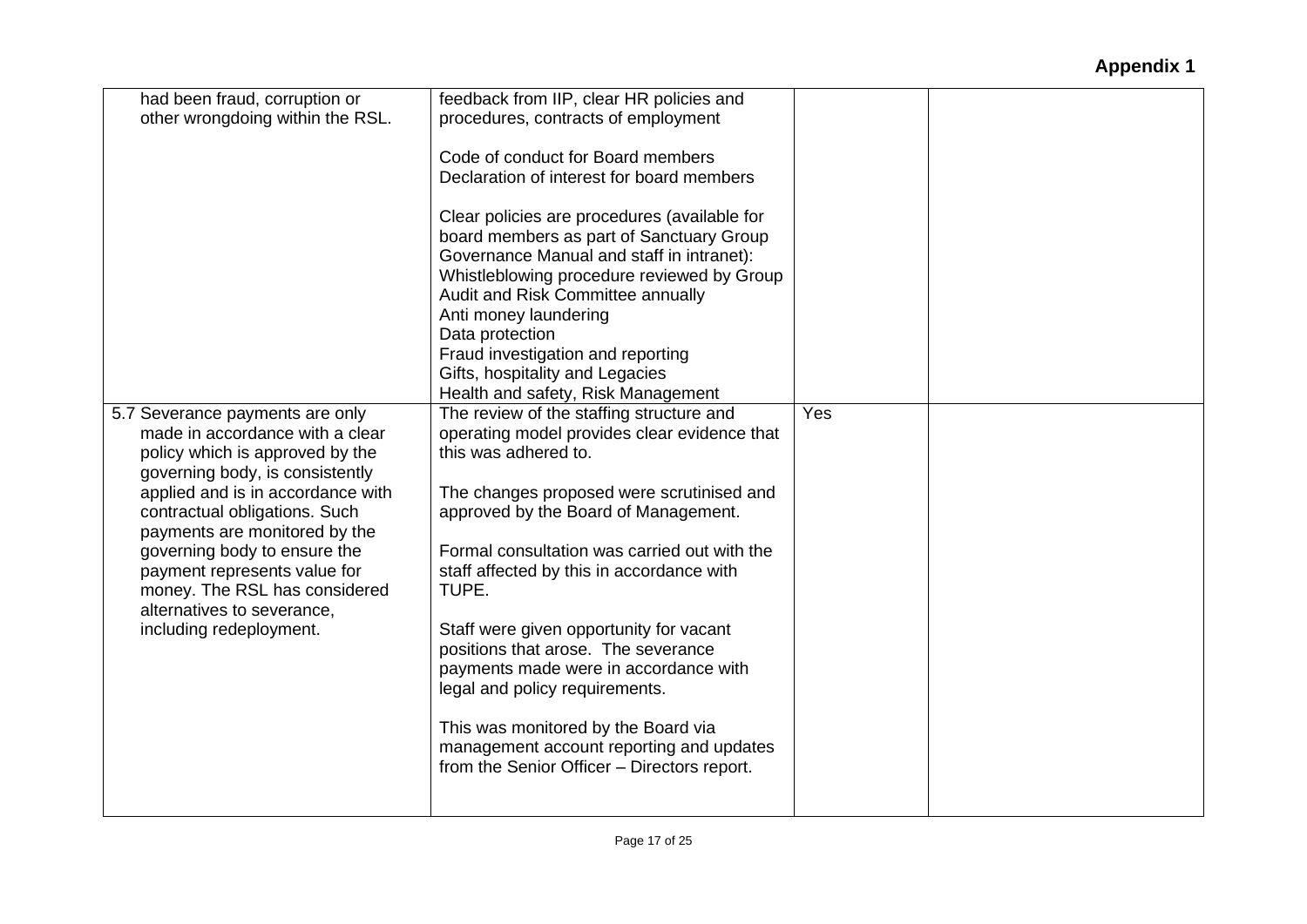**Appendix 1**

| | | | |
|---|---|---|---|
| had been fraud, corruption or other wrongdoing within the RSL. | feedback from IIP, clear HR policies and procedures, contracts of employment<br><br>Code of conduct for Board members<br>Declaration of interest for board members<br><br>Clear policies are procedures (available for board members as part of Sanctuary Group Governance Manual and staff in intranet):<br>Whistleblowing procedure reviewed by Group Audit and Risk Committee annually<br>Anti money laundering<br>Data protection<br>Fraud investigation and reporting<br>Gifts, hospitality and Legacies<br>Health and safety, Risk Management | | |
| 5.7 Severance payments are only made in accordance with a clear policy which is approved by the governing body, is consistently applied and is in accordance with contractual obligations. Such payments are monitored by the governing body to ensure the payment represents value for money. The RSL has considered alternatives to severance, including redeployment. | The review of the staffing structure and operating model provides clear evidence that this was adhered to.<br><br>The changes proposed were scrutinised and approved by the Board of Management.<br><br>Formal consultation was carried out with the staff affected by this in accordance with TUPE.<br><br>Staff were given opportunity for vacant positions that arose. The severance payments made were in accordance with legal and policy requirements.<br><br>This was monitored by the Board via management account reporting and updates from the Senior Officer – Directors report. | Yes | |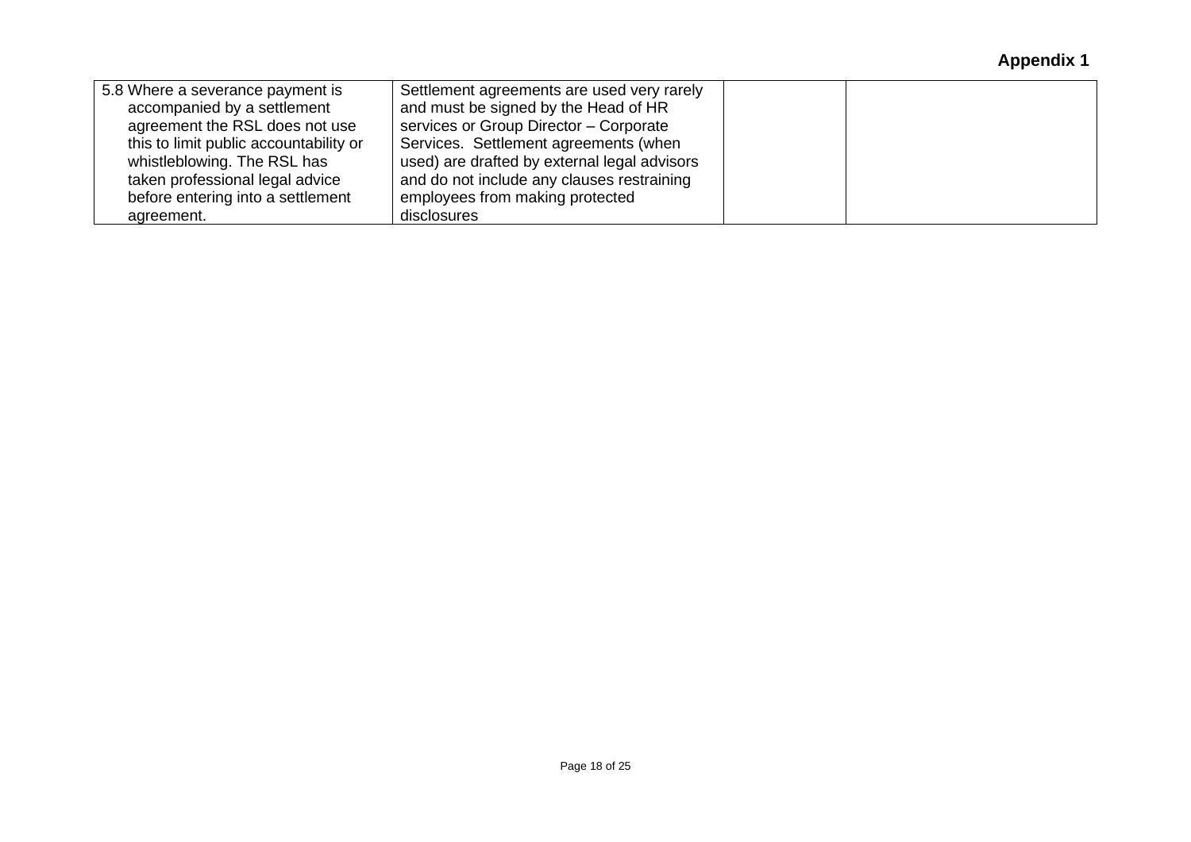**Appendix 1**

| | | | |
|---|---|---|---|
| 5.8 Where a severance payment is accompanied by a settlement agreement the RSL does not use this to limit public accountability or whistleblowing. The RSL has taken professional legal advice before entering into a settlement agreement. | Settlement agreements are used very rarely and must be signed by the Head of HR services or Group Director – Corporate Services. Settlement agreements (when used) are drafted by external legal advisors and do not include any clauses restraining employees from making protected disclosures | | |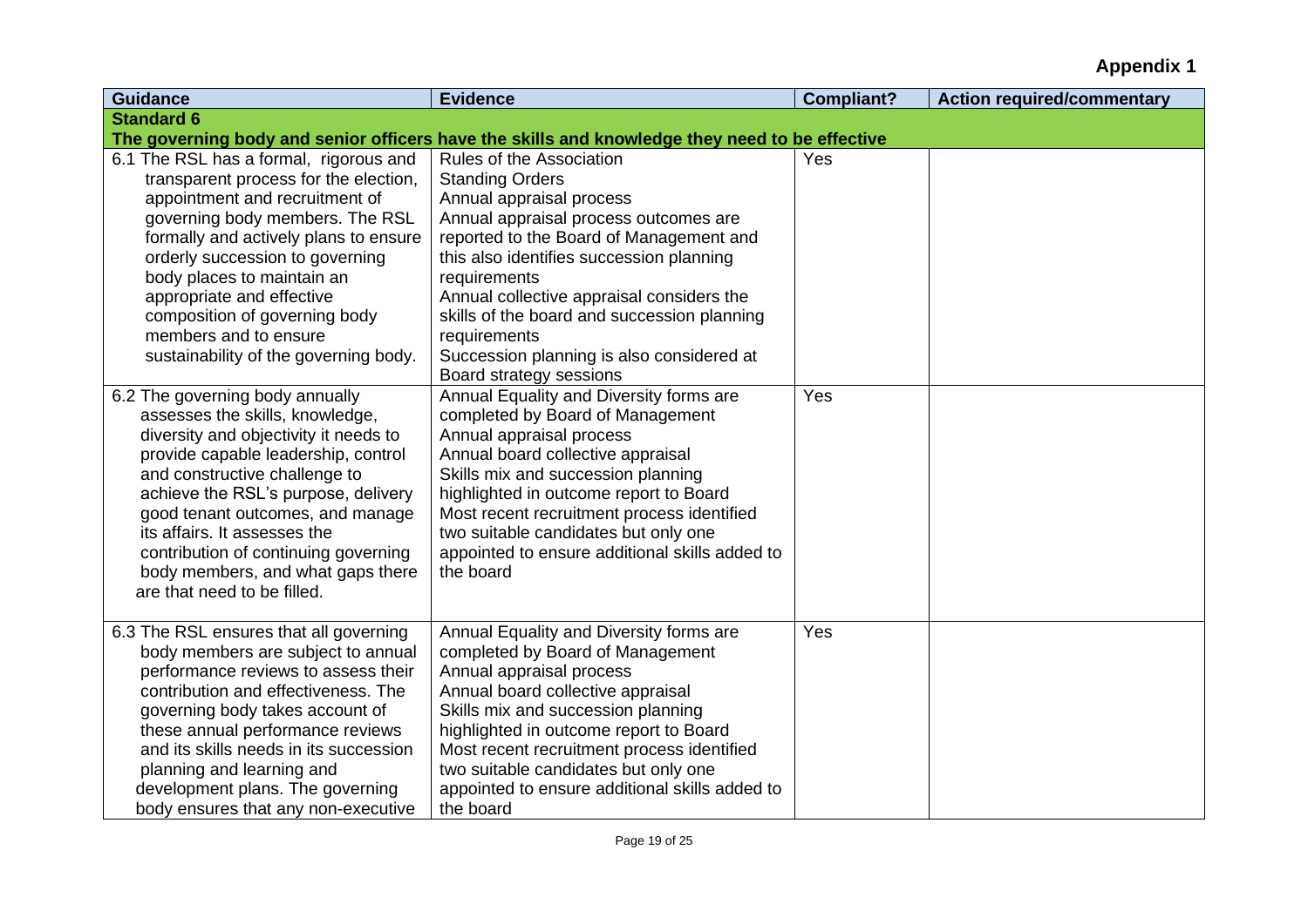**Appendix 1**

| Guidance | Evidence | Compliant? | Action required/commentary |
|---|---|---|---|
| **Standard 6**<br>**The governing body and senior officers have the skills and knowledge they need to be effective** | | | |
| 6.1 The RSL has a formal, rigorous and transparent process for the election, appointment and recruitment of governing body members. The RSL formally and actively plans to ensure orderly succession to governing body places to maintain an appropriate and effective composition of governing body members and to ensure sustainability of the governing body. | Rules of the Association<br>Standing Orders<br>Annual appraisal process<br>Annual appraisal process outcomes are reported to the Board of Management and this also identifies succession planning requirements<br>Annual collective appraisal considers the skills of the board and succession planning requirements<br>Succession planning is also considered at Board strategy sessions | Yes | |
| 6.2 The governing body annually assesses the skills, knowledge, diversity and objectivity it needs to provide capable leadership, control and constructive challenge to achieve the RSL's purpose, delivery good tenant outcomes, and manage its affairs. It assesses the contribution of continuing governing body members, and what gaps there are that need to be filled. | Annual Equality and Diversity forms are completed by Board of Management<br>Annual appraisal process<br>Annual board collective appraisal<br>Skills mix and succession planning highlighted in outcome report to Board<br>Most recent recruitment process identified two suitable candidates but only one appointed to ensure additional skills added to the board | Yes | |
| 6.3 The RSL ensures that all governing body members are subject to annual performance reviews to assess their contribution and effectiveness. The governing body takes account of these annual performance reviews and its skills needs in its succession planning and learning and development plans. The governing body ensures that any non-executive | Annual Equality and Diversity forms are completed by Board of Management<br>Annual appraisal process<br>Annual board collective appraisal<br>Skills mix and succession planning highlighted in outcome report to Board<br>Most recent recruitment process identified two suitable candidates but only one appointed to ensure additional skills added to the board | Yes | |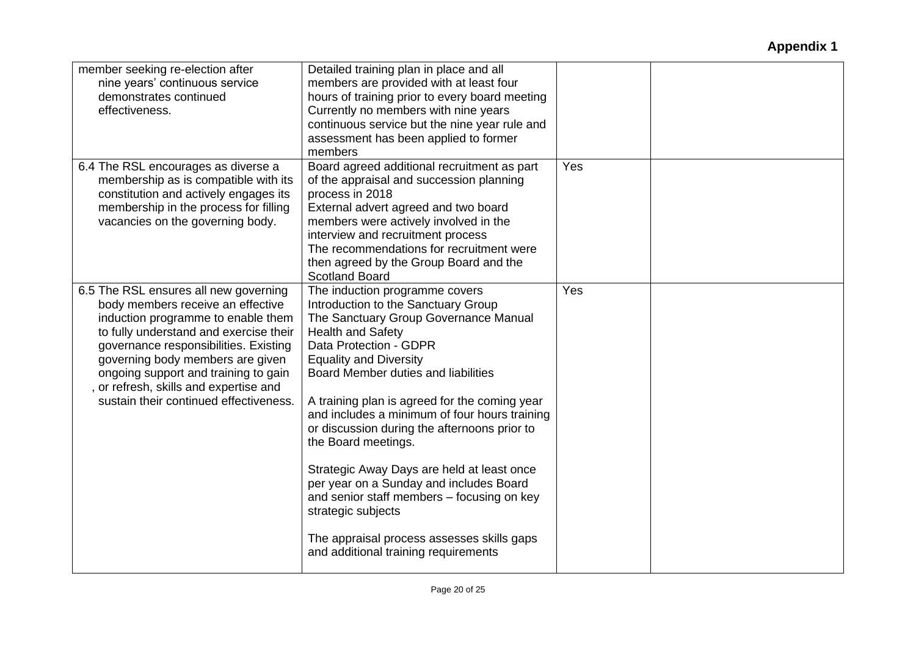**Appendix 1**

| | | | |
|---|---|---|---|
| member seeking re-election after nine years' continuous service demonstrates continued effectiveness. | Detailed training plan in place and all members are provided with at least four hours of training prior to every board meeting<br>Currently no members with nine years continuous service but the nine year rule and assessment has been applied to former members | | |
| 6.4 The RSL encourages as diverse a membership as is compatible with its constitution and actively engages its membership in the process for filling vacancies on the governing body. | Board agreed additional recruitment as part of the appraisal and succession planning process in 2018<br>External advert agreed and two board members were actively involved in the interview and recruitment process<br>The recommendations for recruitment were then agreed by the Group Board and the Scotland Board | Yes | |
| 6.5 The RSL ensures all new governing body members receive an effective induction programme to enable them to fully understand and exercise their governance responsibilities. Existing governing body members are given ongoing support and training to gain , or refresh, skills and expertise and sustain their continued effectiveness. | The induction programme covers<br>Introduction to the Sanctuary Group<br>The Sanctuary Group Governance Manual<br>Health and Safety<br>Data Protection - GDPR<br>Equality and Diversity<br>Board Member duties and liabilities<br><br>A training plan is agreed for the coming year and includes a minimum of four hours training or discussion during the afternoons prior to the Board meetings.<br><br>Strategic Away Days are held at least once per year on a Sunday and includes Board and senior staff members – focusing on key strategic subjects<br><br>The appraisal process assesses skills gaps and additional training requirements | Yes | |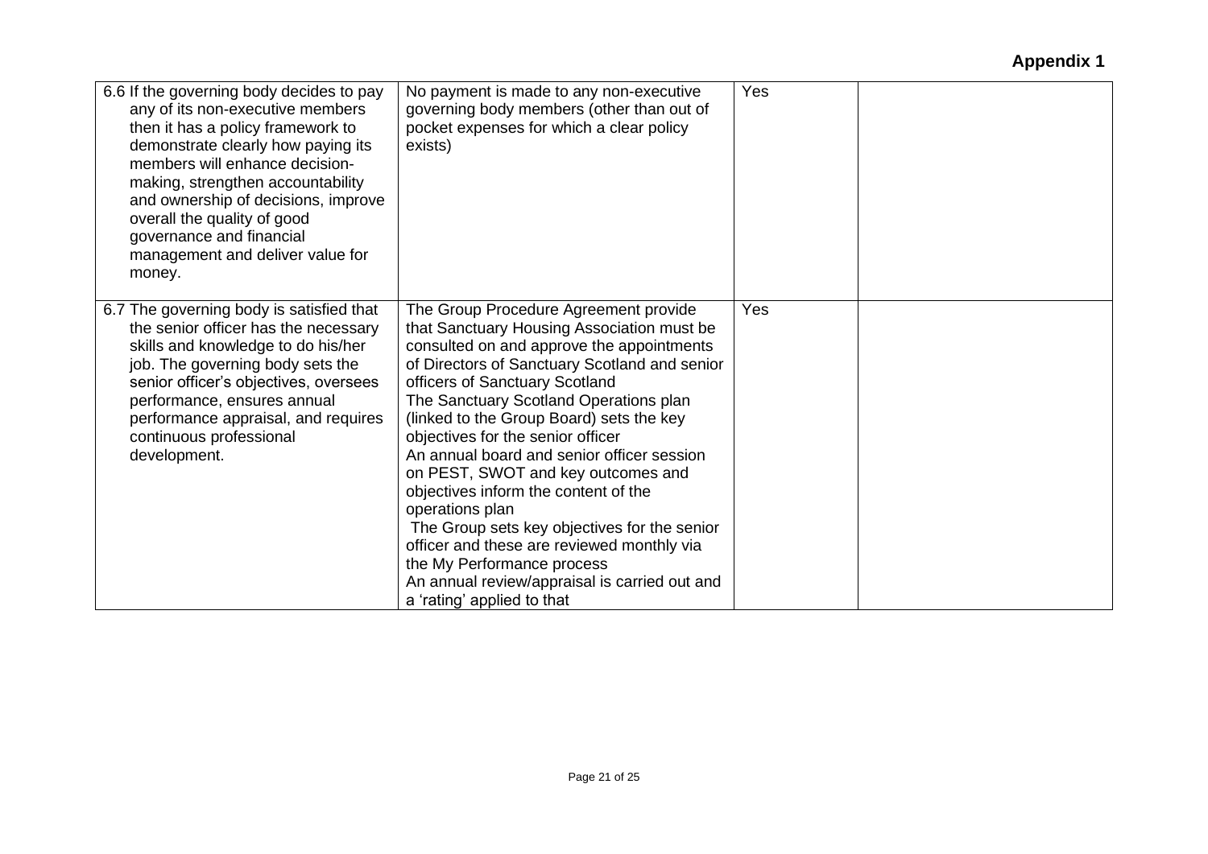**Appendix 1**

| | | | |
|---|---|---|---|
| 6.6 If the governing body decides to pay any of its non-executive members then it has a policy framework to demonstrate clearly how paying its members will enhance decision-making, strengthen accountability and ownership of decisions, improve overall the quality of good governance and financial management and deliver value for money. | No payment is made to any non-executive governing body members (other than out of pocket expenses for which a clear policy exists) | Yes | |
| 6.7 The governing body is satisfied that the senior officer has the necessary skills and knowledge to do his/her job. The governing body sets the senior officer's objectives, oversees performance, ensures annual performance appraisal, and requires continuous professional development. | The Group Procedure Agreement provide that Sanctuary Housing Association must be consulted on and approve the appointments of Directors of Sanctuary Scotland and senior officers of Sanctuary Scotland<br>The Sanctuary Scotland Operations plan (linked to the Group Board) sets the key objectives for the senior officer<br>An annual board and senior officer session on PEST, SWOT and key outcomes and objectives inform the content of the operations plan<br>The Group sets key objectives for the senior officer and these are reviewed monthly via the My Performance process<br>An annual review/appraisal is carried out and a 'rating' applied to that | Yes | |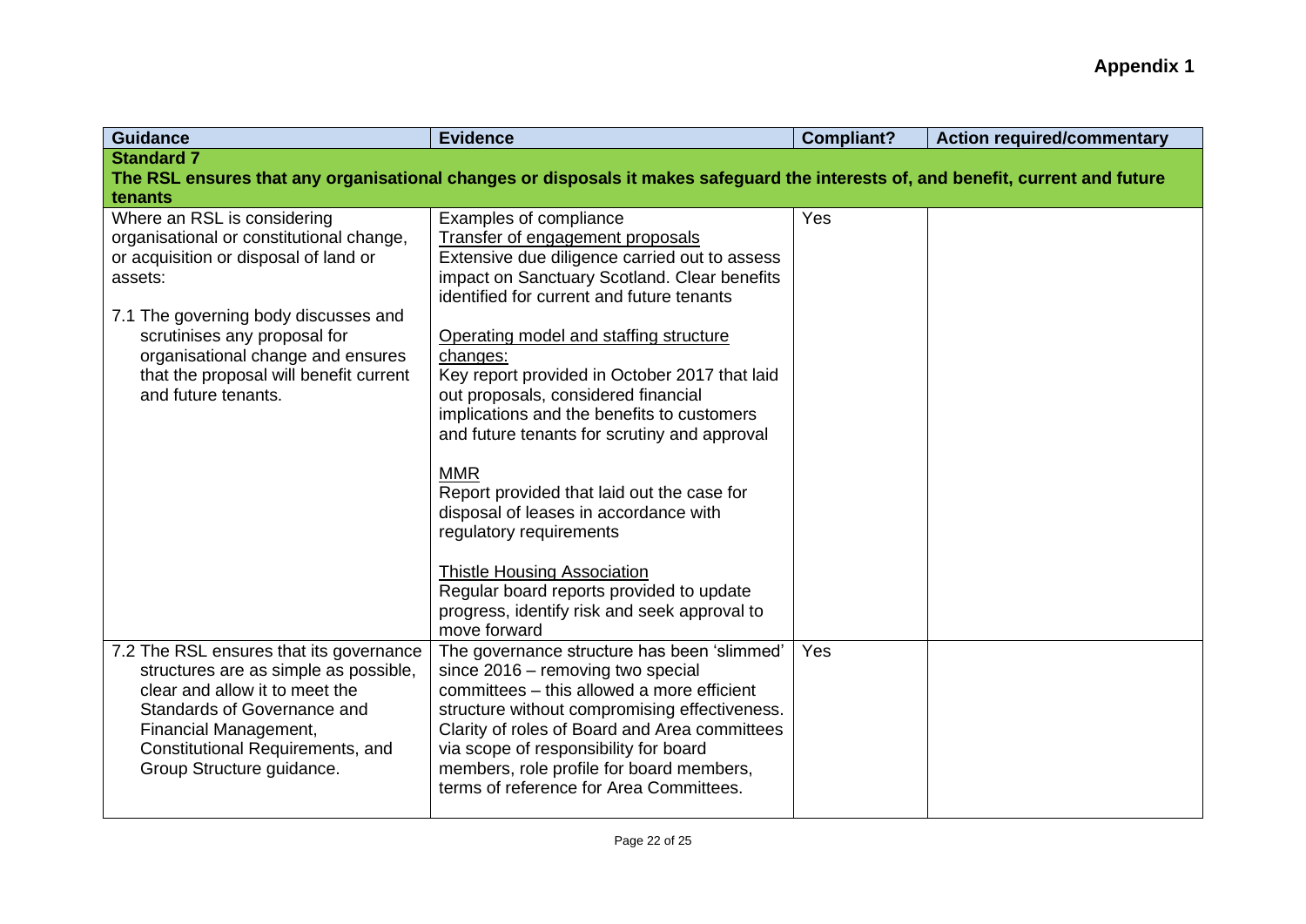**Appendix 1**

| Guidance | Evidence | Compliant? | Action required/commentary |
|---|---|---|---|
| **Standard 7**<br>**The RSL ensures that any organisational changes or disposals it makes safeguard the interests of, and benefit, current and future tenants** | | | |
| Where an RSL is considering organisational or constitutional change, or acquisition or disposal of land or assets:<br><br>7.1 The governing body discusses and scrutinises any proposal for organisational change and ensures that the proposal will benefit current and future tenants. | Examples of compliance<br><u>Transfer of engagement proposals</u><br>Extensive due diligence carried out to assess impact on Sanctuary Scotland. Clear benefits identified for current and future tenants<br><br><u>Operating model and staffing structure changes:</u><br>Key report provided in October 2017 that laid out proposals, considered financial implications and the benefits to customers and future tenants for scrutiny and approval<br><br><u>MMR</u><br>Report provided that laid out the case for disposal of leases in accordance with regulatory requirements<br><br><u>Thistle Housing Association</u><br>Regular board reports provided to update progress, identify risk and seek approval to move forward | Yes | |
| 7.2 The RSL ensures that its governance structures are as simple as possible, clear and allow it to meet the Standards of Governance and Financial Management, Constitutional Requirements, and Group Structure guidance. | The governance structure has been 'slimmed' since 2016 – removing two special committees – this allowed a more efficient structure without compromising effectiveness. Clarity of roles of Board and Area committees via scope of responsibility for board members, role profile for board members, terms of reference for Area Committees. | Yes | |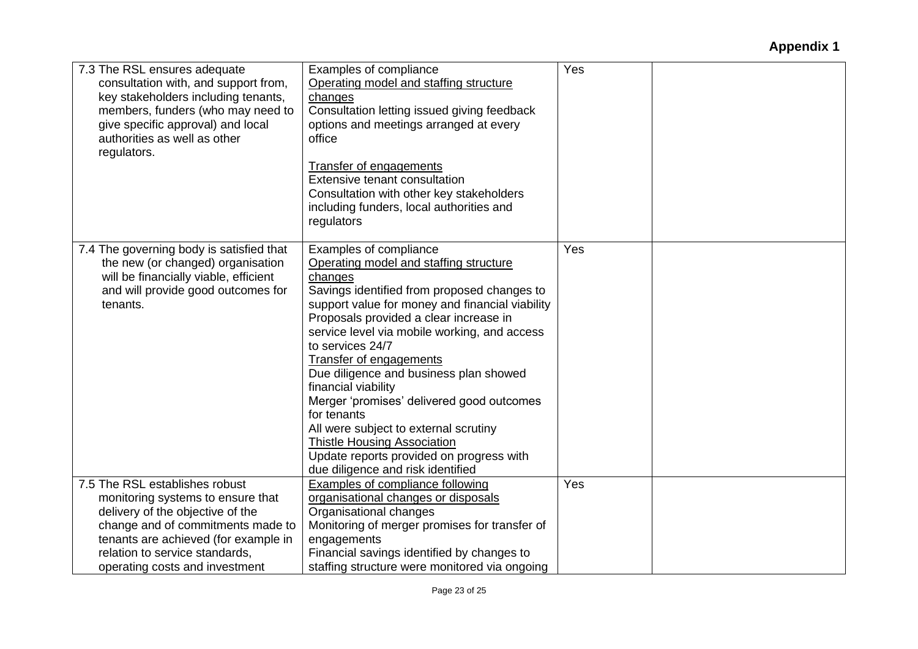**Appendix 1**

| | | | |
|---|---|---|---|
| 7.3 The RSL ensures adequate consultation with, and support from, key stakeholders including tenants, members, funders (who may need to give specific approval) and local authorities as well as other regulators. | Examples of compliance<br>Operating model and staffing structure changes<br>Consultation letting issued giving feedback options and meetings arranged at every office<br><br>Transfer of engagements<br>Extensive tenant consultation<br>Consultation with other key stakeholders including funders, local authorities and regulators | Yes | |
| 7.4 The governing body is satisfied that the new (or changed) organisation will be financially viable, efficient and will provide good outcomes for tenants. | Examples of compliance<br>Operating model and staffing structure changes<br>Savings identified from proposed changes to support value for money and financial viability<br>Proposals provided a clear increase in service level via mobile working, and access to services 24/7<br>Transfer of engagements<br>Due diligence and business plan showed financial viability<br>Merger 'promises' delivered good outcomes for tenants<br>All were subject to external scrutiny<br>Thistle Housing Association<br>Update reports provided on progress with due diligence and risk identified | Yes | |
| 7.5 The RSL establishes robust monitoring systems to ensure that delivery of the objective of the change and of commitments made to tenants are achieved (for example in relation to service standards, operating costs and investment | Examples of compliance following organisational changes or disposals<br>Organisational changes<br>Monitoring of merger promises for transfer of engagements<br>Financial savings identified by changes to staffing structure were monitored via ongoing | Yes | |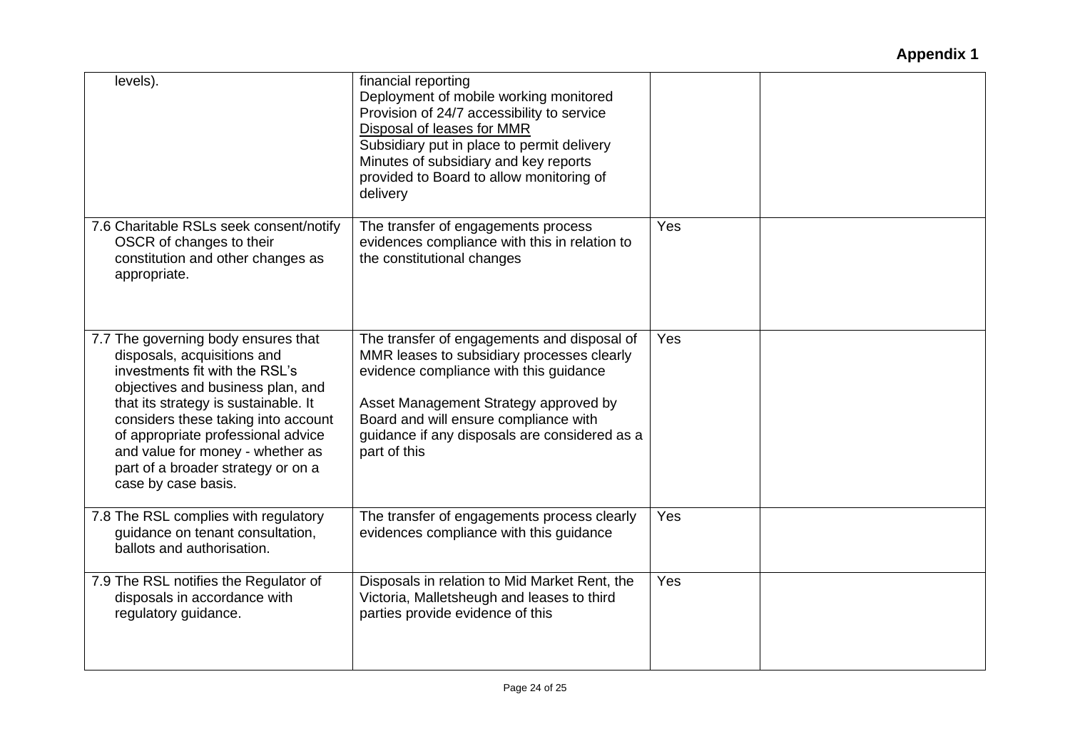**Appendix 1**

| | | | |
|---|---|---|---|
| levels). | financial reporting<br>Deployment of mobile working monitored<br>Provision of 24/7 accessibility to service<br>Disposal of leases for MMR<br>Subsidiary put in place to permit delivery<br>Minutes of subsidiary and key reports provided to Board to allow monitoring of delivery | | |
| 7.6 Charitable RSLs seek consent/notify OSCR of changes to their constitution and other changes as appropriate. | The transfer of engagements process evidences compliance with this in relation to the constitutional changes | Yes | |
| 7.7 The governing body ensures that disposals, acquisitions and investments fit with the RSL's objectives and business plan, and that its strategy is sustainable. It considers these taking into account of appropriate professional advice and value for money - whether as part of a broader strategy or on a case by case basis. | The transfer of engagements and disposal of MMR leases to subsidiary processes clearly evidence compliance with this guidance<br><br>Asset Management Strategy approved by Board and will ensure compliance with guidance if any disposals are considered as a part of this | Yes | |
| 7.8 The RSL complies with regulatory guidance on tenant consultation, ballots and authorisation. | The transfer of engagements process clearly evidences compliance with this guidance | Yes | |
| 7.9 The RSL notifies the Regulator of disposals in accordance with regulatory guidance. | Disposals in relation to Mid Market Rent, the Victoria, Malletsheugh and leases to third parties provide evidence of this | Yes | |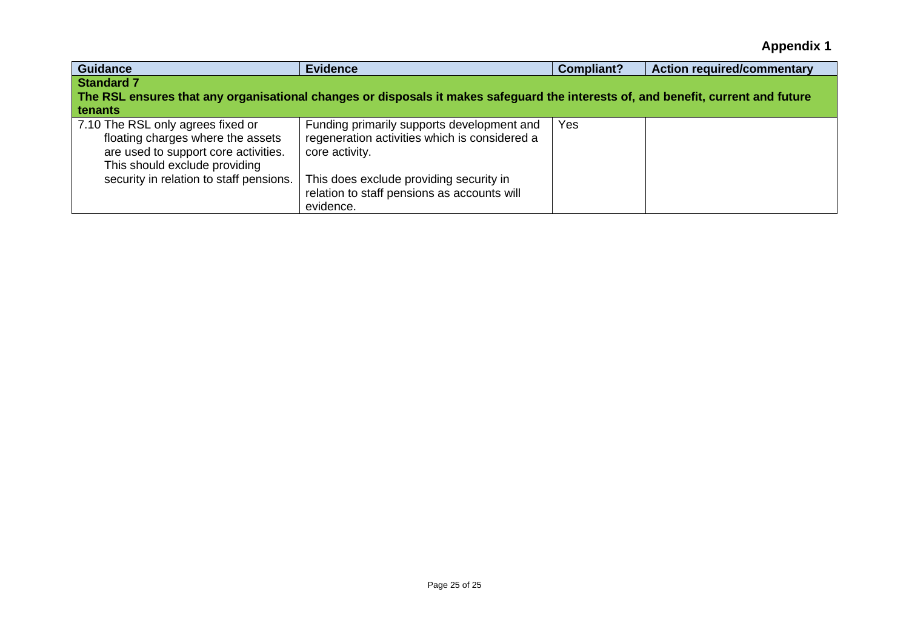**Appendix 1**

| Guidance | Evidence | Compliant? | Action required/commentary |
|---|---|---|---|
| **Standard 7**<br>**The RSL ensures that any organisational changes or disposals it makes safeguard the interests of, and benefit, current and future tenants** | | | |
| 7.10 The RSL only agrees fixed or floating charges where the assets are used to support core activities. This should exclude providing security in relation to staff pensions. | Funding primarily supports development and regeneration activities which is considered a core activity.<br><br>This does exclude providing security in relation to staff pensions as accounts will evidence. | Yes | |